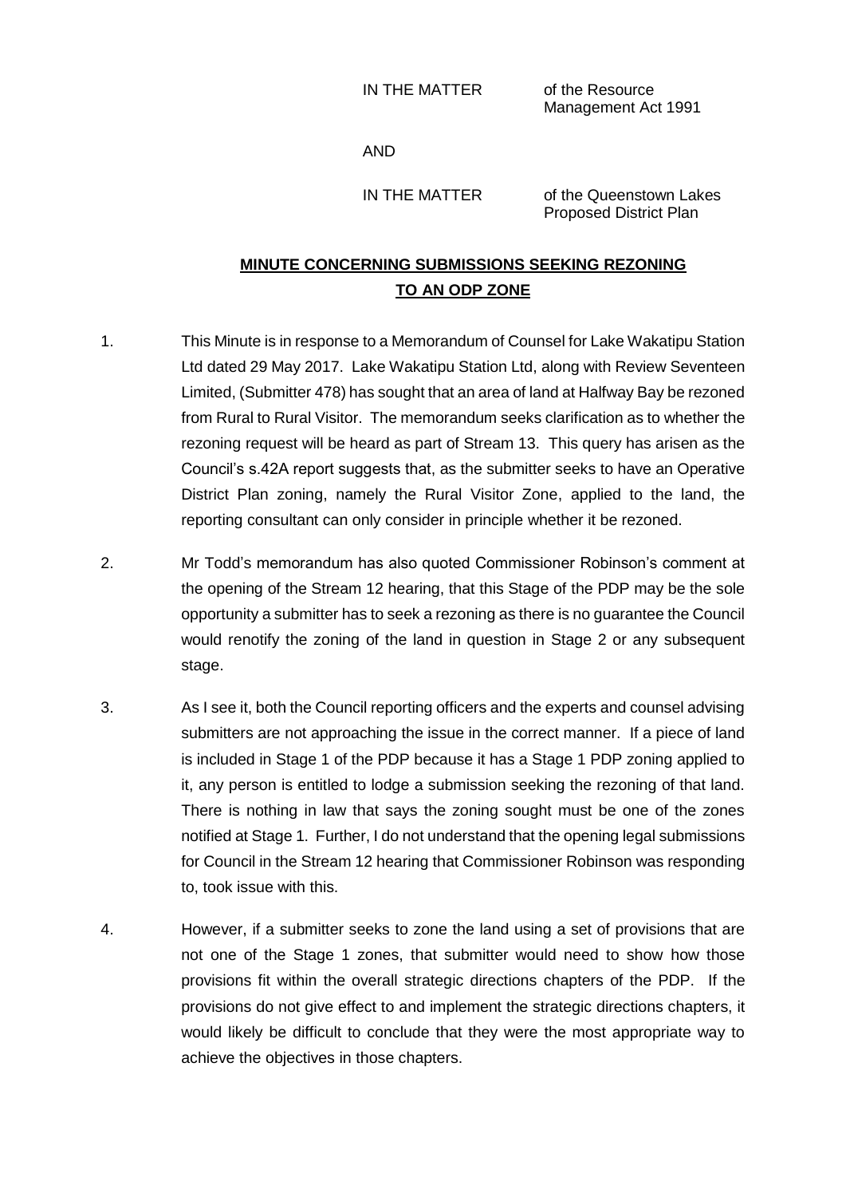IN THE MATTER of the Resource Management Act 1991

AND

IN THE MATTER of the Queenstown Lakes Proposed District Plan

## MINUTE CONCERNING SUBMISSIONS SEEKING REZONING TO AN ODP ZONE

1. This Minute is in response to a Memorandum of Counsel for Lake Wakatipu Station Ltd dated 29 May 2017. Lake Wakatipu Station Ltd, along with Review Seventeen Limited, (Submitter 478) has sought that an area of land at Halfway Bay be rezoned from Rural to Rural Visitor. The memorandum seeks clarification as to whether the rezoning request will be heard as part of Stream 13. This query has arisen as the Council's s.42A report suggests that, as the submitter seeks to have an Operative District Plan zoning, namely the Rural Visitor Zone, applied to the land, the reporting consultant can only consider in principle whether it be rezoned.

2. Mr Todd's memorandum has also quoted Commissioner Robinson's comment at the opening of the Stream 12 hearing, that this Stage of the PDP may be the sole opportunity a submitter has to seek a rezoning as there is no guarantee the Council would renotify the zoning of the land in question in Stage 2 or any subsequent stage.

3. As I see it, both the Council reporting officers and the experts and counsel advising submitters are not approaching the issue in the correct manner. If a piece of land is included in Stage 1 of the PDP because it has a Stage 1 PDP zoning applied to it, any person is entitled to lodge a submission seeking the rezoning of that land. There is nothing in law that says the zoning sought must be one of the zones notified at Stage 1. Further, I do not understand that the opening legal submissions for Council in the Stream 12 hearing that Commissioner Robinson was responding to, took issue with this.

4. However, if a submitter seeks to zone the land using a set of provisions that are not one of the Stage 1 zones, that submitter would need to show how those provisions fit within the overall strategic directions chapters of the PDP. If the provisions do not give effect to and implement the strategic directions chapters, it would likely be difficult to conclude that they were the most appropriate way to achieve the objectives in those chapters.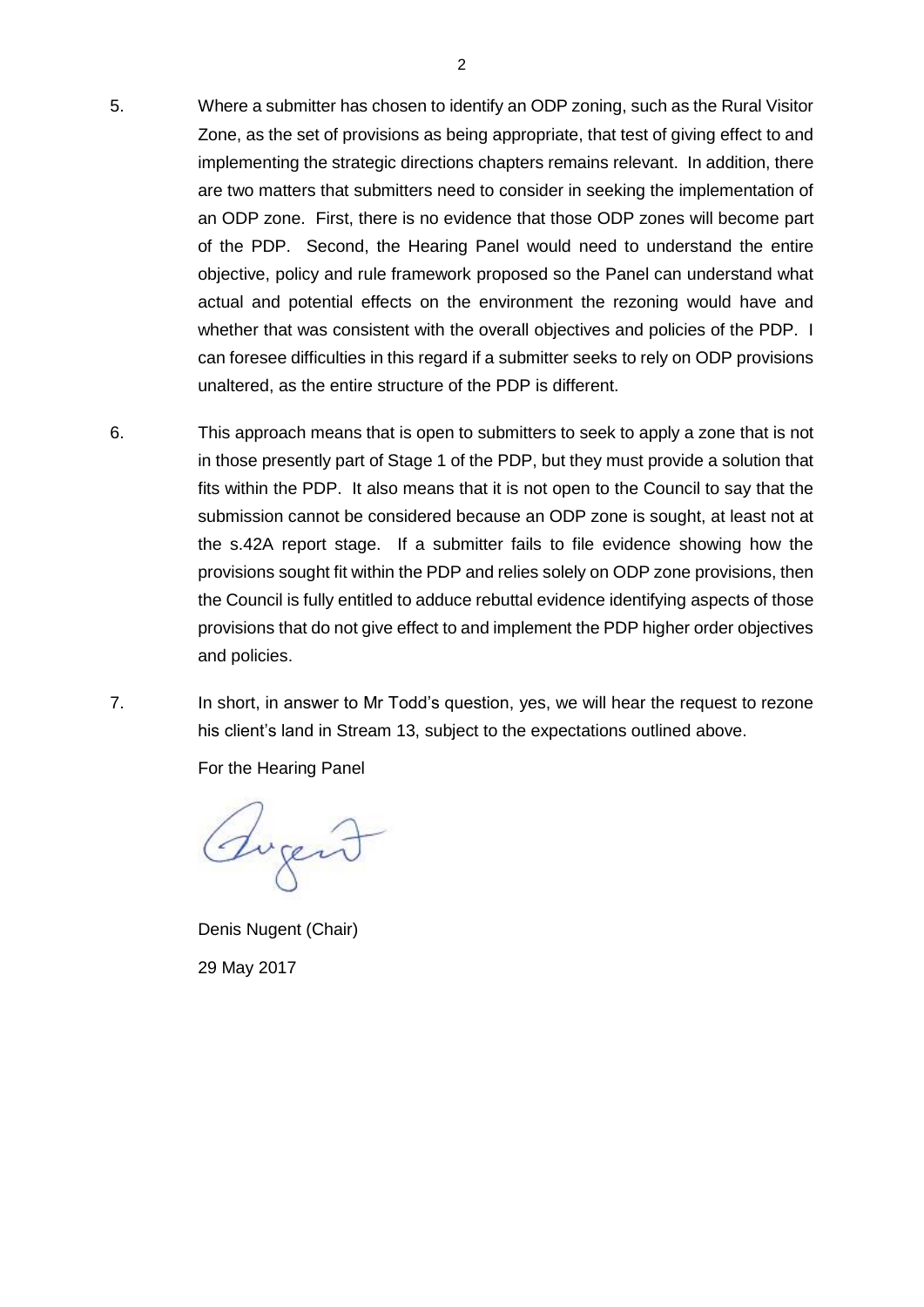5. Where a submitter has chosen to identify an ODP zoning, such as the Rural Visitor Zone, as the set of provisions as being appropriate, that test of giving effect to and implementing the strategic directions chapters remains relevant. In addition, there are two matters that submitters need to consider in seeking the implementation of an ODP zone. First, there is no evidence that those ODP zones will become part of the PDP. Second, the Hearing Panel would need to understand the entire objective, policy and rule framework proposed so the Panel can understand what actual and potential effects on the environment the rezoning would have and whether that was consistent with the overall objectives and policies of the PDP. I can foresee difficulties in this regard if a submitter seeks to rely on ODP provisions unaltered, as the entire structure of the PDP is different.

6. This approach means that is open to submitters to seek to apply a zone that is not in those presently part of Stage 1 of the PDP, but they must provide a solution that fits within the PDP. It also means that it is not open to the Council to say that the submission cannot be considered because an ODP zone is sought, at least not at the s.42A report stage. If a submitter fails to file evidence showing how the provisions sought fit within the PDP and relies solely on ODP zone provisions, then the Council is fully entitled to adduce rebuttal evidence identifying aspects of those provisions that do not give effect to and implement the PDP higher order objectives and policies.

7. In short, in answer to Mr Todd's question, yes, we will hear the request to rezone his client's land in Stream 13, subject to the expectations outlined above.

For the Hearing Panel

Denis Nugent (Chair)

29 May 2017